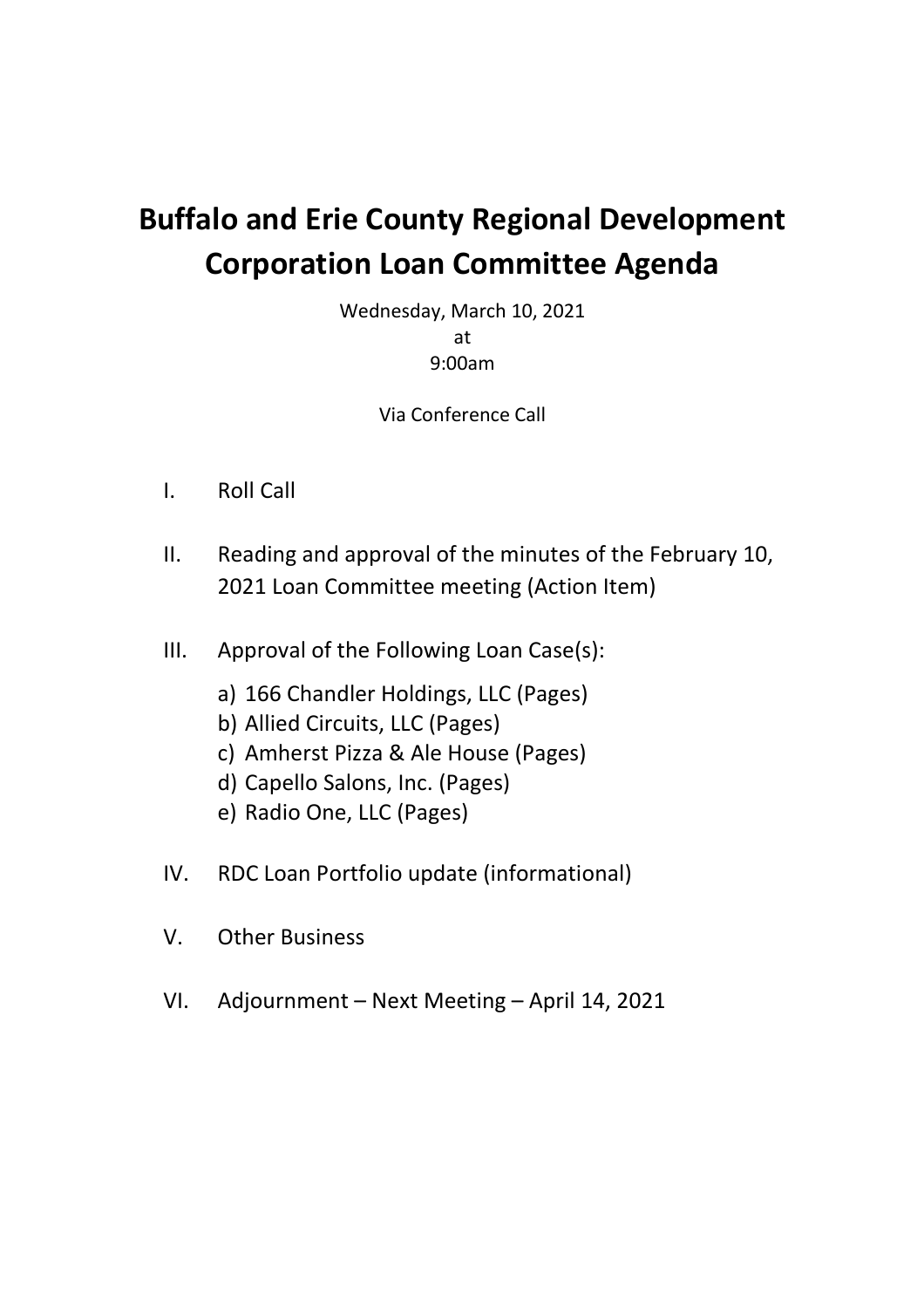# Buffalo and Erie County Regional Development Corporation Loan Committee Agenda

Wednesday, March 10, 2021
at
9:00am

Via Conference Call

I. Roll Call

II. Reading and approval of the minutes of the February 10, 2021 Loan Committee meeting (Action Item)

III. Approval of the Following Loan Case(s):

   a) 166 Chandler Holdings, LLC (Pages)
   b) Allied Circuits, LLC (Pages)
   c) Amherst Pizza & Ale House (Pages)
   d) Capello Salons, Inc. (Pages)
   e) Radio One, LLC (Pages)

IV. RDC Loan Portfolio update (informational)

V. Other Business

VI. Adjournment – Next Meeting – April 14, 2021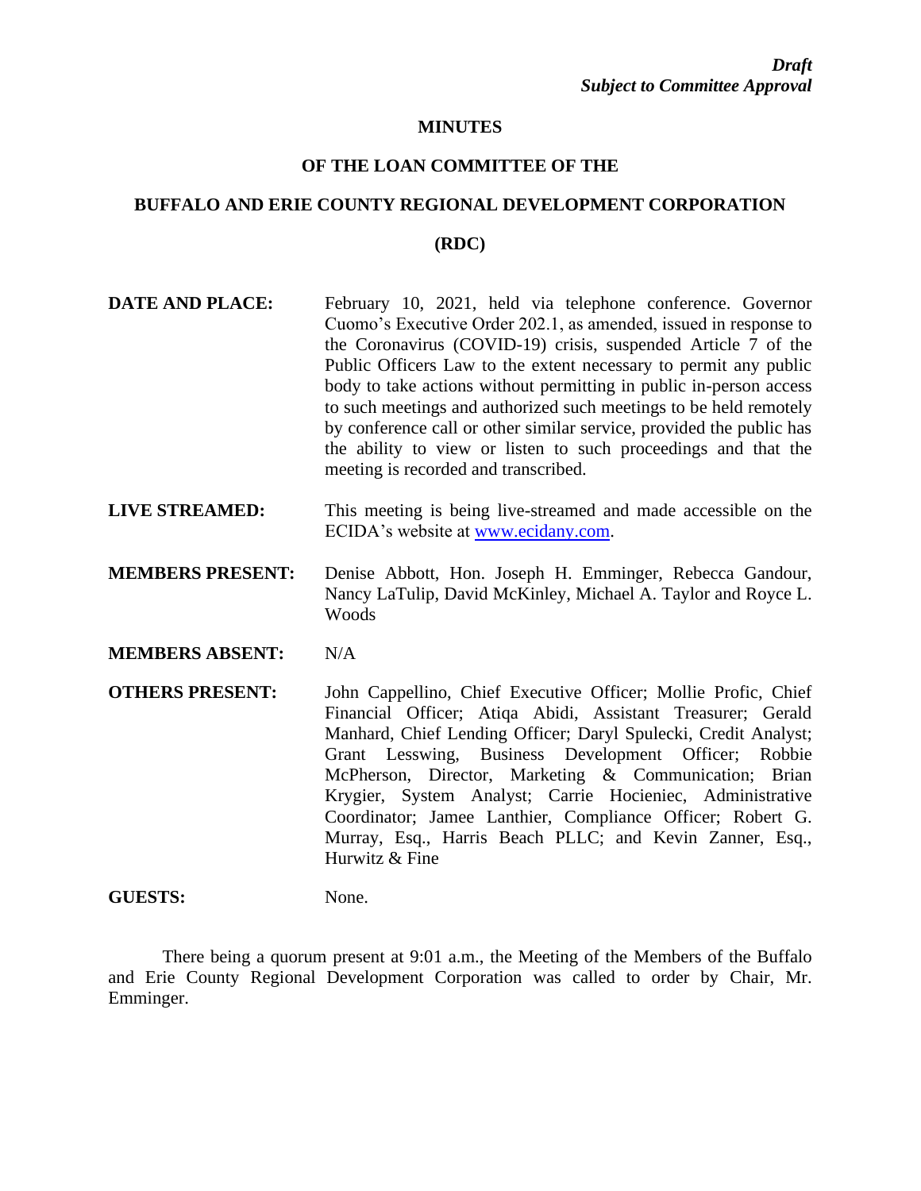*Draft*
*Subject to Committee Approval*

**MINUTES**

**OF THE LOAN COMMITTEE OF THE**

**BUFFALO AND ERIE COUNTY REGIONAL DEVELOPMENT CORPORATION**

**(RDC)**

**DATE AND PLACE:** February 10, 2021, held via telephone conference. Governor Cuomo's Executive Order 202.1, as amended, issued in response to the Coronavirus (COVID-19) crisis, suspended Article 7 of the Public Officers Law to the extent necessary to permit any public body to take actions without permitting in public in-person access to such meetings and authorized such meetings to be held remotely by conference call or other similar service, provided the public has the ability to view or listen to such proceedings and that the meeting is recorded and transcribed.

**LIVE STREAMED:** This meeting is being live-streamed and made accessible on the ECIDA's website at [www.ecidany.com](http://www.ecidany.com).

**MEMBERS PRESENT:** Denise Abbott, Hon. Joseph H. Emminger, Rebecca Gandour, Nancy LaTulip, David McKinley, Michael A. Taylor and Royce L. Woods

**MEMBERS ABSENT:** N/A

**OTHERS PRESENT:** John Cappellino, Chief Executive Officer; Mollie Profic, Chief Financial Officer; Atiqa Abidi, Assistant Treasurer; Gerald Manhard, Chief Lending Officer; Daryl Spulecki, Credit Analyst; Grant Lesswing, Business Development Officer; Robbie McPherson, Director, Marketing & Communication; Brian Krygier, System Analyst; Carrie Hocieniec, Administrative Coordinator; Jamee Lanthier, Compliance Officer; Robert G. Murray, Esq., Harris Beach PLLC; and Kevin Zanner, Esq., Hurwitz & Fine

**GUESTS:** None.

There being a quorum present at 9:01 a.m., the Meeting of the Members of the Buffalo and Erie County Regional Development Corporation was called to order by Chair, Mr. Emminger.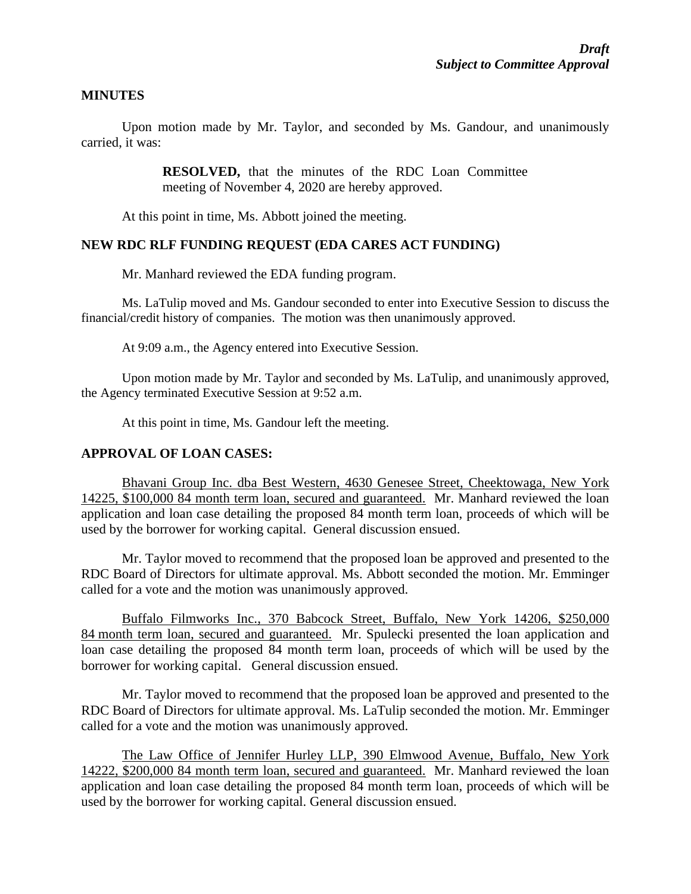*Draft*
***Subject to Committee Approval***

**MINUTES**

Upon motion made by Mr. Taylor, and seconded by Ms. Gandour, and unanimously carried, it was:

> **RESOLVED,** that the minutes of the RDC Loan Committee meeting of November 4, 2020 are hereby approved.

At this point in time, Ms. Abbott joined the meeting.

**NEW RDC RLF FUNDING REQUEST (EDA CARES ACT FUNDING)**

Mr. Manhard reviewed the EDA funding program.

Ms. LaTulip moved and Ms. Gandour seconded to enter into Executive Session to discuss the financial/credit history of companies. The motion was then unanimously approved.

At 9:09 a.m., the Agency entered into Executive Session.

Upon motion made by Mr. Taylor and seconded by Ms. LaTulip, and unanimously approved, the Agency terminated Executive Session at 9:52 a.m.

At this point in time, Ms. Gandour left the meeting.

**APPROVAL OF LOAN CASES:**

<u>Bhavani Group Inc. dba Best Western, 4630 Genesee Street, Cheektowaga, New York 14225, $100,000 84 month term loan, secured and guaranteed.</u> Mr. Manhard reviewed the loan application and loan case detailing the proposed 84 month term loan, proceeds of which will be used by the borrower for working capital. General discussion ensued.

Mr. Taylor moved to recommend that the proposed loan be approved and presented to the RDC Board of Directors for ultimate approval. Ms. Abbott seconded the motion. Mr. Emminger called for a vote and the motion was unanimously approved.

<u>Buffalo Filmworks Inc., 370 Babcock Street, Buffalo, New York 14206, $250,000 84 month term loan, secured and guaranteed.</u> Mr. Spulecki presented the loan application and loan case detailing the proposed 84 month term loan, proceeds of which will be used by the borrower for working capital. General discussion ensued.

Mr. Taylor moved to recommend that the proposed loan be approved and presented to the RDC Board of Directors for ultimate approval. Ms. LaTulip seconded the motion. Mr. Emminger called for a vote and the motion was unanimously approved.

<u>The Law Office of Jennifer Hurley LLP, 390 Elmwood Avenue, Buffalo, New York 14222, $200,000 84 month term loan, secured and guaranteed.</u> Mr. Manhard reviewed the loan application and loan case detailing the proposed 84 month term loan, proceeds of which will be used by the borrower for working capital. General discussion ensued.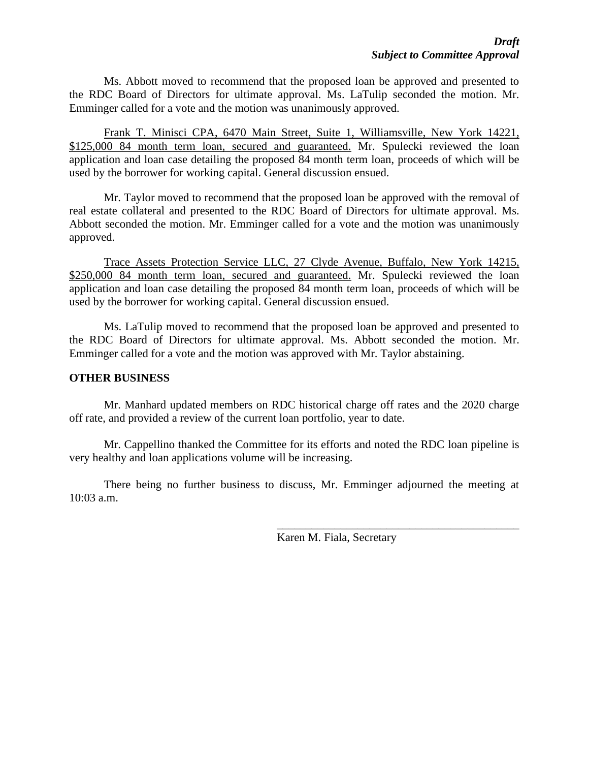*Draft*
*Subject to Committee Approval*

Ms. Abbott moved to recommend that the proposed loan be approved and presented to the RDC Board of Directors for ultimate approval. Ms. LaTulip seconded the motion. Mr. Emminger called for a vote and the motion was unanimously approved.

<u>Frank T. Minisci CPA, 6470 Main Street, Suite 1, Williamsville, New York 14221, $125,000 84 month term loan, secured and guaranteed.</u> Mr. Spulecki reviewed the loan application and loan case detailing the proposed 84 month term loan, proceeds of which will be used by the borrower for working capital. General discussion ensued.

Mr. Taylor moved to recommend that the proposed loan be approved with the removal of real estate collateral and presented to the RDC Board of Directors for ultimate approval. Ms. Abbott seconded the motion. Mr. Emminger called for a vote and the motion was unanimously approved.

<u>Trace Assets Protection Service LLC, 27 Clyde Avenue, Buffalo, New York 14215, $250,000 84 month term loan, secured and guaranteed.</u> Mr. Spulecki reviewed the loan application and loan case detailing the proposed 84 month term loan, proceeds of which will be used by the borrower for working capital. General discussion ensued.

Ms. LaTulip moved to recommend that the proposed loan be approved and presented to the RDC Board of Directors for ultimate approval. Ms. Abbott seconded the motion. Mr. Emminger called for a vote and the motion was approved with Mr. Taylor abstaining.

**OTHER BUSINESS**

Mr. Manhard updated members on RDC historical charge off rates and the 2020 charge off rate, and provided a review of the current loan portfolio, year to date.

Mr. Cappellino thanked the Committee for its efforts and noted the RDC loan pipeline is very healthy and loan applications volume will be increasing.

There being no further business to discuss, Mr. Emminger adjourned the meeting at 10:03 a.m.

\_\_\_\_\_\_\_\_\_\_\_\_\_\_\_\_\_\_\_\_\_\_\_\_\_\_\_\_\_\_\_\_\_\_\_\_\_\_\_\_
Karen M. Fiala, Secretary